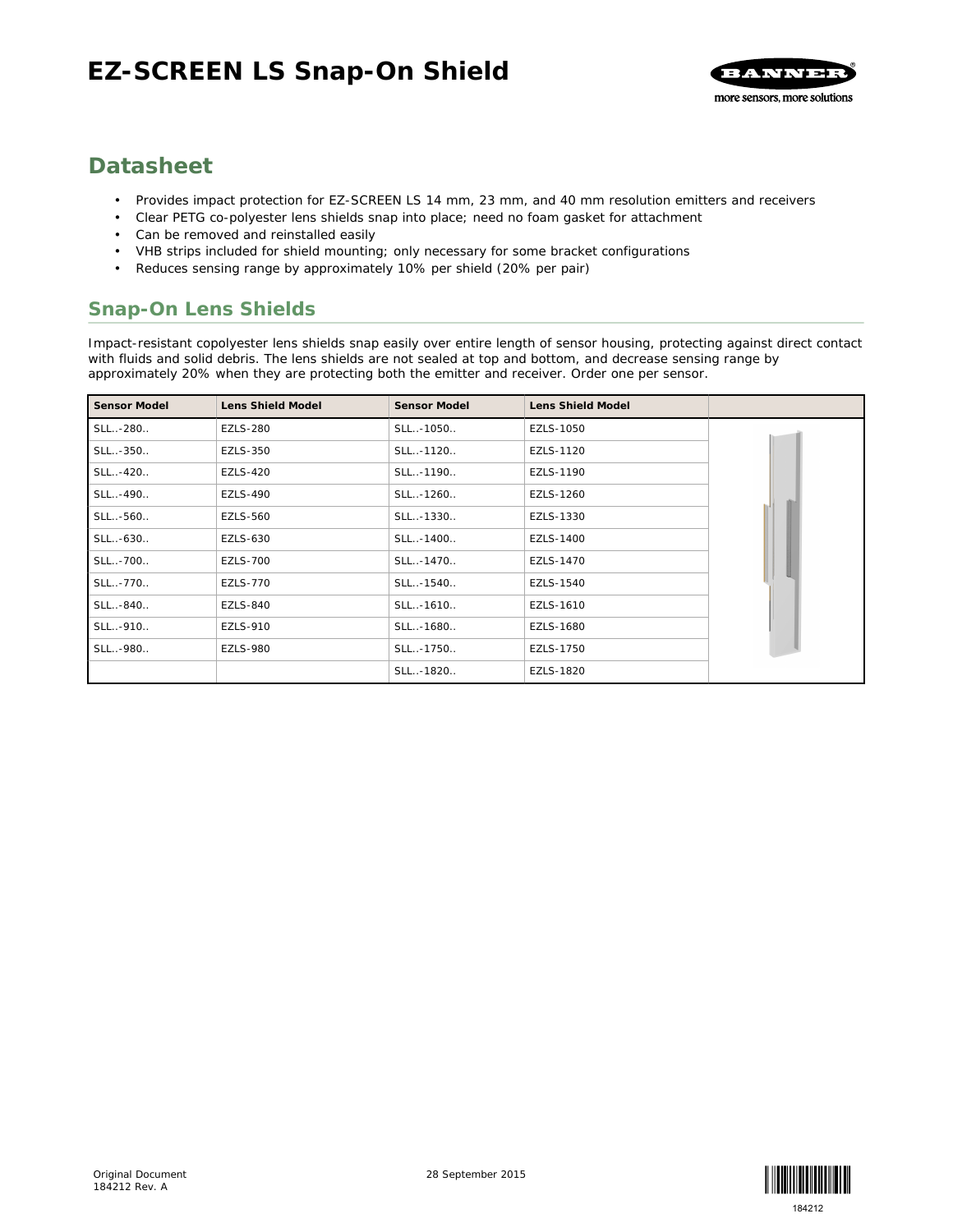# EZ-SCREEN LS Snap-On Shield

## Datasheet

- Provides impact protection for EZ-SCREEN LS 14 mm, 23 mm, and 40 mm resolution emitters and receivers
- Clear PETG co-polyester lens shields snap into place; need no foam gasket for attachment
- Can be removed and reinstalled easily
- VHB strips included for shield mounting; only necessary for some bracket configurations
- Reduces sensing range by approximately 10% per shield (20% per pair)

## Snap-On Lens Shields

Impact-resistant copolyester lens shields snap easily over entire length of sensor housing, protecting against direct contact with fluids and solid debris. The lens shields are not sealed at top and bottom, and decrease sensing range by approximately 20% when they are protecting both the emitter and receiver. Order one per sensor.

| Sensor Model | Lens Shield Model | Sensor Model | Lens Shield Model |
|---|---|---|---|
| SLL..-280.. | EZLS-280 | SLL..-1050.. | EZLS-1050 |
| SLL..-350.. | EZLS-350 | SLL..-1120.. | EZLS-1120 |
| SLL..-420.. | EZLS-420 | SLL..-1190.. | EZLS-1190 |
| SLL..-490.. | EZLS-490 | SLL..-1260.. | EZLS-1260 |
| SLL..-560.. | EZLS-560 | SLL..-1330.. | EZLS-1330 |
| SLL..-630.. | EZLS-630 | SLL..-1400.. | EZLS-1400 |
| SLL..-700.. | EZLS-700 | SLL..-1470.. | EZLS-1470 |
| SLL..-770.. | EZLS-770 | SLL..-1540.. | EZLS-1540 |
| SLL..-840.. | EZLS-840 | SLL..-1610.. | EZLS-1610 |
| SLL..-910.. | EZLS-910 | SLL..-1680.. | EZLS-1680 |
| SLL..-980.. | EZLS-980 | SLL..-1750.. | EZLS-1750 |
| | | SLL..-1820.. | EZLS-1820 |

Original Document
184212 Rev. A

28 September 2015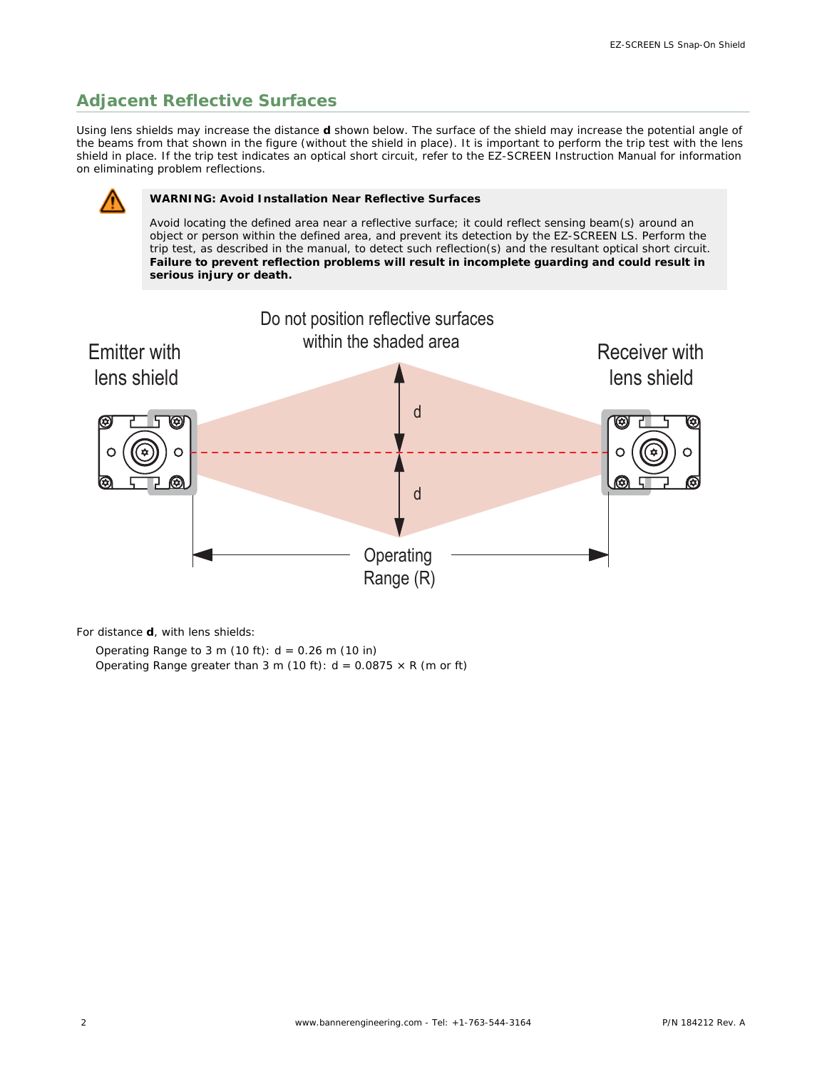## Adjacent Reflective Surfaces

Using lens shields may increase the distance **d** shown below. The surface of the shield may increase the potential angle of the beams from that shown in the figure (without the shield in place). It is important to perform the trip test with the lens shield in place. If the trip test indicates an optical short circuit, refer to the EZ-SCREEN Instruction Manual for information on eliminating problem reflections.

> **WARNING: Avoid Installation Near Reflective Surfaces**
>
> Avoid locating the defined area near a reflective surface; it could reflect sensing beam(s) around an object or person within the defined area, and prevent its detection by the EZ-SCREEN LS. Perform the trip test, as described in the manual, to detect such reflection(s) and the resultant optical short circuit. **Failure to prevent reflection problems will result in incomplete guarding and could result in serious injury or death.**

Do not position reflective surfaces within the shaded area

Emitter with lens shield

Receiver with lens shield

d

d

Operating Range (R)

For distance **d**, with lens shields:

Operating Range to 3 m (10 ft): d = 0.26 m (10 in)

Operating Range greater than 3 m (10 ft): $d = 0.0875 \times R$ (m or ft)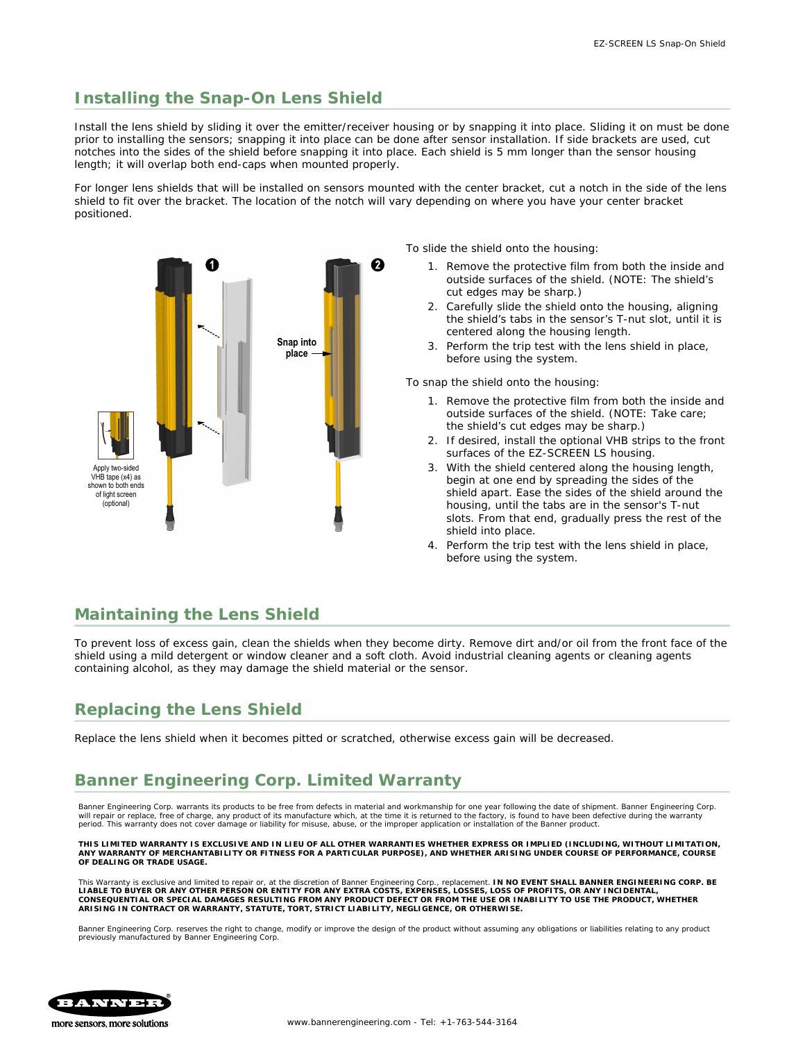## Installing the Snap-On Lens Shield

Install the lens shield by sliding it over the emitter/receiver housing or by snapping it into place. Sliding it on must be done prior to installing the sensors; snapping it into place can be done after sensor installation. If side brackets are used, cut notches into the sides of the shield before snapping it into place. Each shield is 5 mm longer than the sensor housing length; it will overlap both end-caps when mounted properly.

For longer lens shields that will be installed on sensors mounted with the center bracket, cut a notch in the side of the lens shield to fit over the bracket. The location of the notch will vary depending on where you have your center bracket positioned.

Apply two-sided VHB tape (x4) as shown to both ends of light screen (optional)

Snap into place

To slide the shield onto the housing:

1. Remove the protective film from both the inside and outside surfaces of the shield. (NOTE: The shield's cut edges may be sharp.)
2. Carefully slide the shield onto the housing, aligning the shield's tabs in the sensor's T-nut slot, until it is centered along the housing length.
3. Perform the trip test with the lens shield in place, before using the system.

To snap the shield onto the housing:

1. Remove the protective film from both the inside and outside surfaces of the shield. (NOTE: Take care; the shield's cut edges may be sharp.)
2. If desired, install the optional VHB strips to the front surfaces of the EZ-SCREEN LS housing.
3. With the shield centered along the housing length, begin at one end by spreading the sides of the shield apart. Ease the sides of the shield around the housing, until the tabs are in the sensor's T-nut slots. From that end, gradually press the rest of the shield into place.
4. Perform the trip test with the lens shield in place, before using the system.

## Maintaining the Lens Shield

To prevent loss of excess gain, clean the shields when they become dirty. Remove dirt and/or oil from the front face of the shield using a mild detergent or window cleaner and a soft cloth. Avoid industrial cleaning agents or cleaning agents containing alcohol, as they may damage the shield material or the sensor.

## Replacing the Lens Shield

Replace the lens shield when it becomes pitted or scratched, otherwise excess gain will be decreased.

## Banner Engineering Corp. Limited Warranty

Banner Engineering Corp. warrants its products to be free from defects in material and workmanship for one year following the date of shipment. Banner Engineering Corp. will repair or replace, free of charge, any product of its manufacture which, at the time it is returned to the factory, is found to have been defective during the warranty period. This warranty does not cover damage or liability for misuse, abuse, or the improper application or installation of the Banner product.

**THIS LIMITED WARRANTY IS EXCLUSIVE AND IN LIEU OF ALL OTHER WARRANTIES WHETHER EXPRESS OR IMPLIED (INCLUDING, WITHOUT LIMITATION, ANY WARRANTY OF MERCHANTABILITY OR FITNESS FOR A PARTICULAR PURPOSE), AND WHETHER ARISING UNDER COURSE OF PERFORMANCE, COURSE OF DEALING OR TRADE USAGE.**

This Warranty is exclusive and limited to repair or, at the discretion of Banner Engineering Corp., replacement. **IN NO EVENT SHALL BANNER ENGINEERING CORP. BE LIABLE TO BUYER OR ANY OTHER PERSON OR ENTITY FOR ANY EXTRA COSTS, EXPENSES, LOSSES, LOSS OF PROFITS, OR ANY INCIDENTAL, CONSEQUENTIAL OR SPECIAL DAMAGES RESULTING FROM ANY PRODUCT DEFECT OR FROM THE USE OR INABILITY TO USE THE PRODUCT, WHETHER ARISING IN CONTRACT OR WARRANTY, STATUTE, TORT, STRICT LIABILITY, NEGLIGENCE, OR OTHERWISE.**

Banner Engineering Corp. reserves the right to change, modify or improve the design of the product without assuming any obligations or liabilities relating to any product previously manufactured by Banner Engineering Corp.

BANNER more sensors, more solutions

www.bannerengineering.com - Tel: +1-763-544-3164